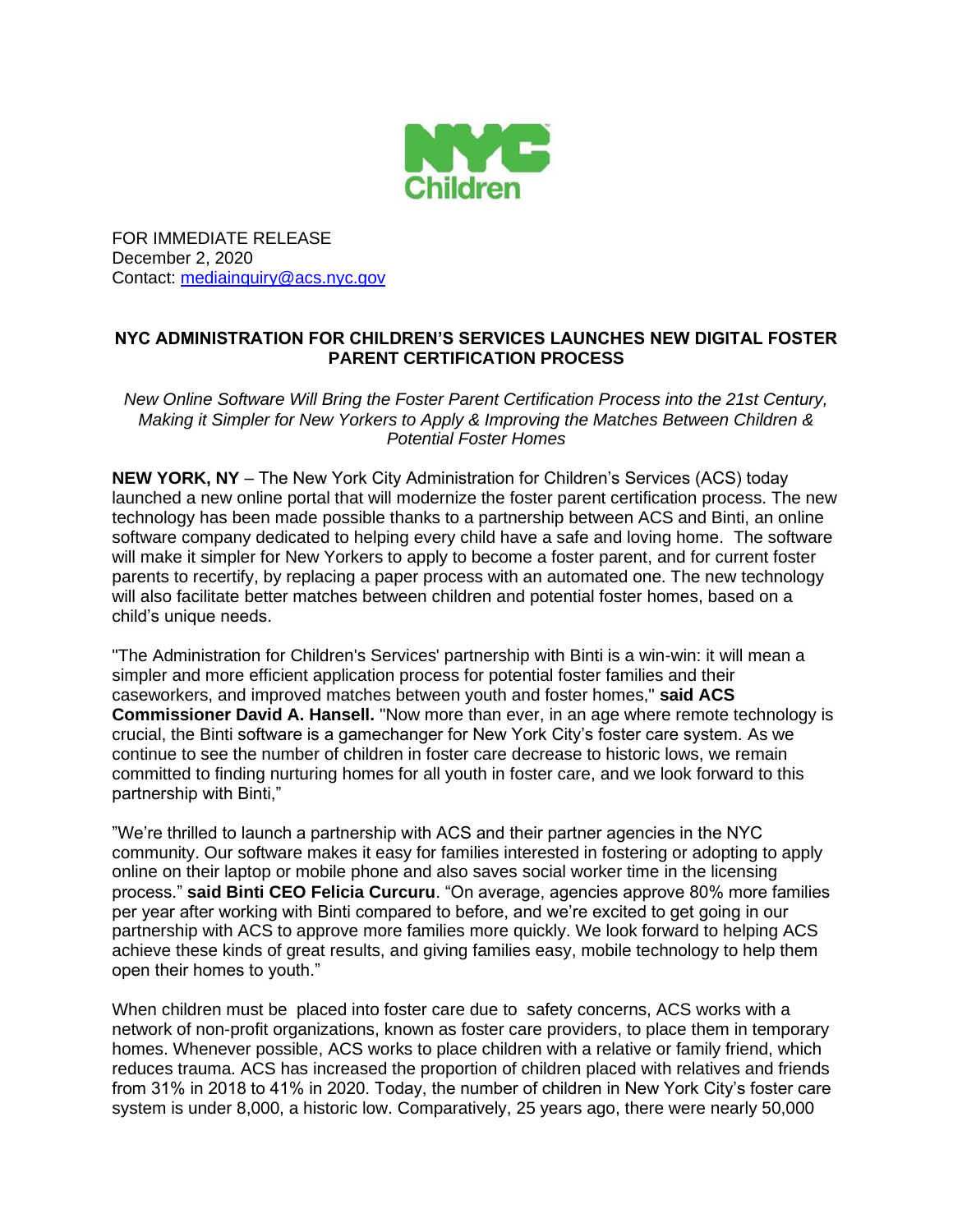NYC Children

FOR IMMEDIATE RELEASE
December 2, 2020
Contact: mediainquiry@acs.nyc.gov

**NYC ADMINISTRATION FOR CHILDREN'S SERVICES LAUNCHES NEW DIGITAL FOSTER PARENT CERTIFICATION PROCESS**

*New Online Software Will Bring the Foster Parent Certification Process into the 21st Century, Making it Simpler for New Yorkers to Apply & Improving the Matches Between Children & Potential Foster Homes*

**NEW YORK, NY** – The New York City Administration for Children's Services (ACS) today launched a new online portal that will modernize the foster parent certification process. The new technology has been made possible thanks to a partnership between ACS and Binti, an online software company dedicated to helping every child have a safe and loving home. The software will make it simpler for New Yorkers to apply to become a foster parent, and for current foster parents to recertify, by replacing a paper process with an automated one. The new technology will also facilitate better matches between children and potential foster homes, based on a child's unique needs.

"The Administration for Children's Services' partnership with Binti is a win-win: it will mean a simpler and more efficient application process for potential foster families and their caseworkers, and improved matches between youth and foster homes," **said ACS Commissioner David A. Hansell.** "Now more than ever, in an age where remote technology is crucial, the Binti software is a gamechanger for New York City's foster care system. As we continue to see the number of children in foster care decrease to historic lows, we remain committed to finding nurturing homes for all youth in foster care, and we look forward to this partnership with Binti,"

"We're thrilled to launch a partnership with ACS and their partner agencies in the NYC community. Our software makes it easy for families interested in fostering or adopting to apply online on their laptop or mobile phone and also saves social worker time in the licensing process." **said Binti CEO Felicia Curcuru**. "On average, agencies approve 80% more families per year after working with Binti compared to before, and we're excited to get going in our partnership with ACS to approve more families more quickly. We look forward to helping ACS achieve these kinds of great results, and giving families easy, mobile technology to help them open their homes to youth."

When children must be placed into foster care due to safety concerns, ACS works with a network of non-profit organizations, known as foster care providers, to place them in temporary homes. Whenever possible, ACS works to place children with a relative or family friend, which reduces trauma. ACS has increased the proportion of children placed with relatives and friends from 31% in 2018 to 41% in 2020. Today, the number of children in New York City's foster care system is under 8,000, a historic low. Comparatively, 25 years ago, there were nearly 50,000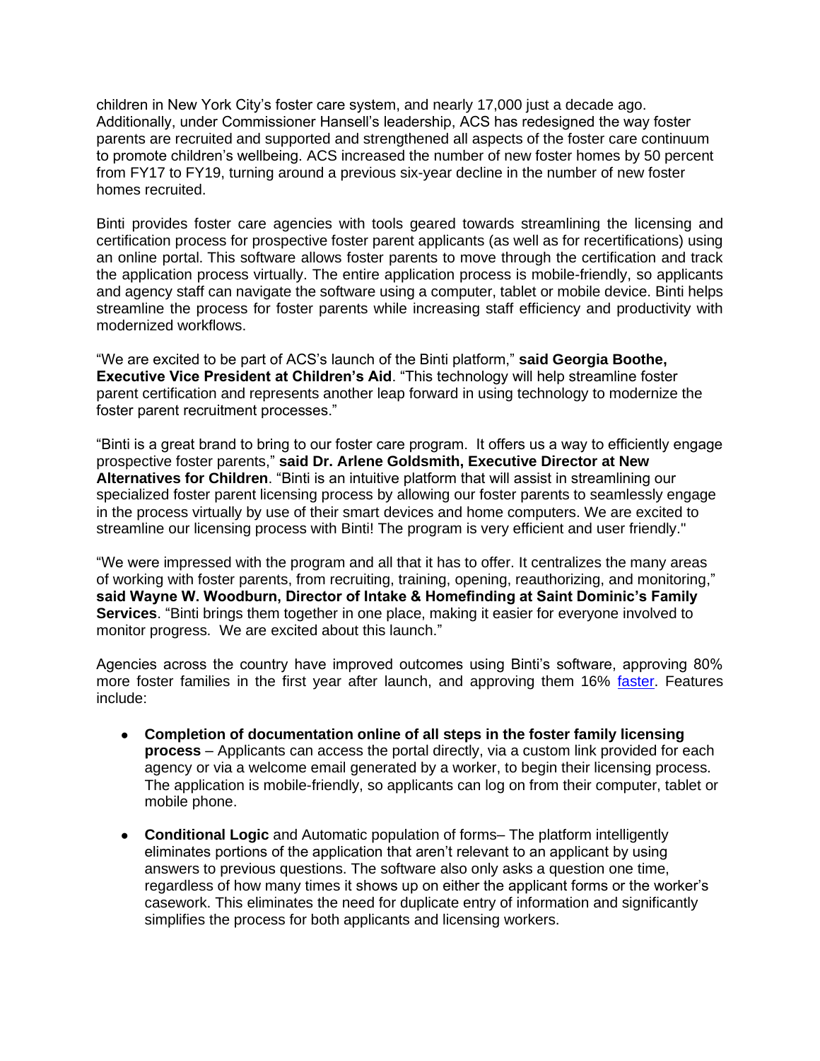children in New York City's foster care system, and nearly 17,000 just a decade ago. Additionally, under Commissioner Hansell's leadership, ACS has redesigned the way foster parents are recruited and supported and strengthened all aspects of the foster care continuum to promote children's wellbeing. ACS increased the number of new foster homes by 50 percent from FY17 to FY19, turning around a previous six-year decline in the number of new foster homes recruited.

Binti provides foster care agencies with tools geared towards streamlining the licensing and certification process for prospective foster parent applicants (as well as for recertifications) using an online portal. This software allows foster parents to move through the certification and track the application process virtually. The entire application process is mobile-friendly, so applicants and agency staff can navigate the software using a computer, tablet or mobile device. Binti helps streamline the process for foster parents while increasing staff efficiency and productivity with modernized workflows.

"We are excited to be part of ACS's launch of the Binti platform," **said Georgia Boothe, Executive Vice President at Children's Aid**. "This technology will help streamline foster parent certification and represents another leap forward in using technology to modernize the foster parent recruitment processes."

"Binti is a great brand to bring to our foster care program. It offers us a way to efficiently engage prospective foster parents," **said Dr. Arlene Goldsmith, Executive Director at New Alternatives for Children**. "Binti is an intuitive platform that will assist in streamlining our specialized foster parent licensing process by allowing our foster parents to seamlessly engage in the process virtually by use of their smart devices and home computers. We are excited to streamline our licensing process with Binti! The program is very efficient and user friendly."

"We were impressed with the program and all that it has to offer. It centralizes the many areas of working with foster parents, from recruiting, training, opening, reauthorizing, and monitoring," **said Wayne W. Woodburn, Director of Intake & Homefinding at Saint Dominic's Family Services**. "Binti brings them together in one place, making it easier for everyone involved to monitor progress. We are excited about this launch."

Agencies across the country have improved outcomes using Binti's software, approving 80% more foster families in the first year after launch, and approving them 16% faster. Features include:

- **Completion of documentation online of all steps in the foster family licensing process** – Applicants can access the portal directly, via a custom link provided for each agency or via a welcome email generated by a worker, to begin their licensing process. The application is mobile-friendly, so applicants can log on from their computer, tablet or mobile phone.

- **Conditional Logic** and Automatic population of forms– The platform intelligently eliminates portions of the application that aren't relevant to an applicant by using answers to previous questions. The software also only asks a question one time, regardless of how many times it shows up on either the applicant forms or the worker's casework. This eliminates the need for duplicate entry of information and significantly simplifies the process for both applicants and licensing workers.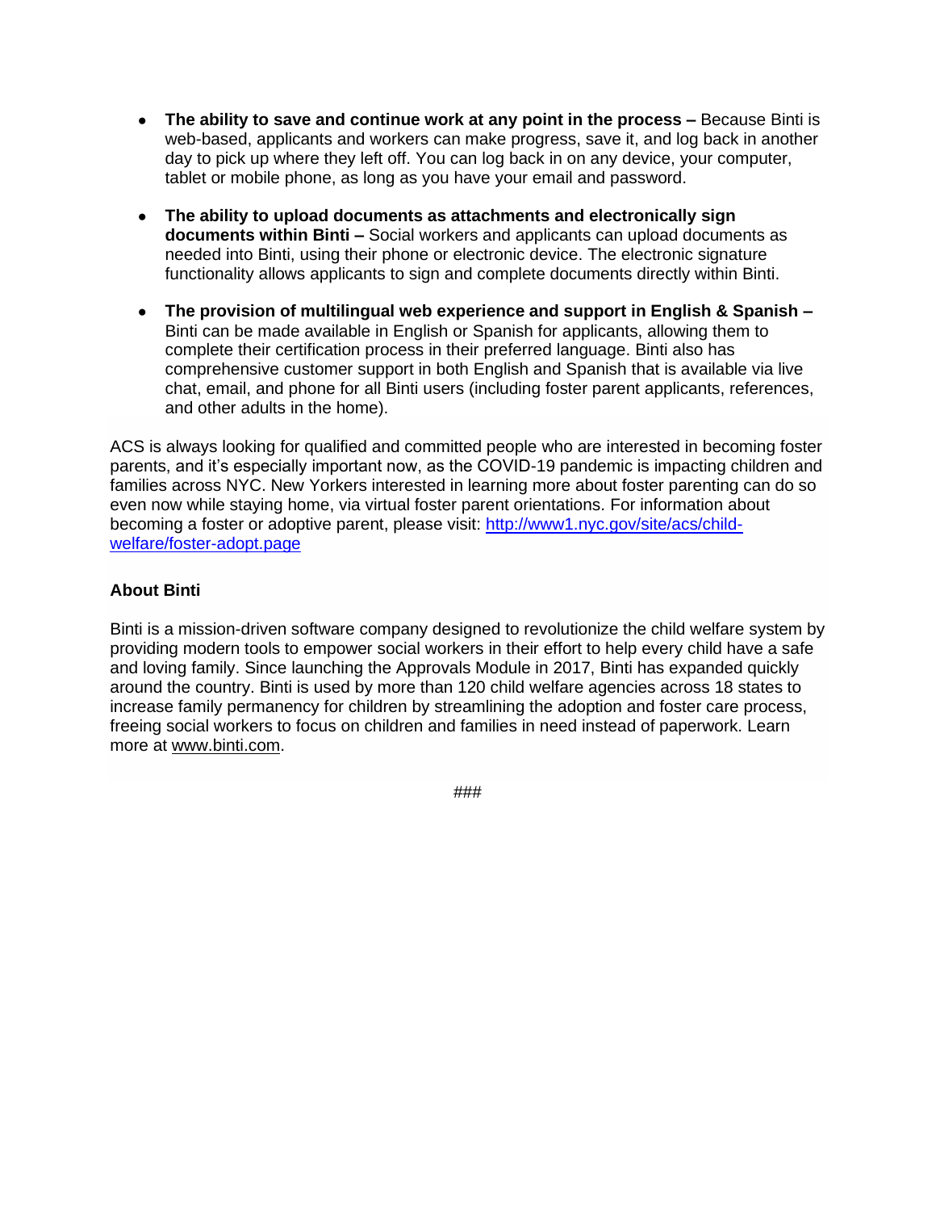- **The ability to save and continue work at any point in the process –** Because Binti is web-based, applicants and workers can make progress, save it, and log back in another day to pick up where they left off. You can log back in on any device, your computer, tablet or mobile phone, as long as you have your email and password.

- **The ability to upload documents as attachments and electronically sign documents within Binti –** Social workers and applicants can upload documents as needed into Binti, using their phone or electronic device. The electronic signature functionality allows applicants to sign and complete documents directly within Binti.

- **The provision of multilingual web experience and support in English & Spanish –** Binti can be made available in English or Spanish for applicants, allowing them to complete their certification process in their preferred language. Binti also has comprehensive customer support in both English and Spanish that is available via live chat, email, and phone for all Binti users (including foster parent applicants, references, and other adults in the home).

ACS is always looking for qualified and committed people who are interested in becoming foster parents, and it's especially important now, as the COVID-19 pandemic is impacting children and families across NYC. New Yorkers interested in learning more about foster parenting can do so even now while staying home, via virtual foster parent orientations. For information about becoming a foster or adoptive parent, please visit: [http://www1.nyc.gov/site/acs/child-welfare/foster-adopt.page](http://www1.nyc.gov/site/acs/child-welfare/foster-adopt.page)

**About Binti**

Binti is a mission-driven software company designed to revolutionize the child welfare system by providing modern tools to empower social workers in their effort to help every child have a safe and loving family. Since launching the Approvals Module in 2017, Binti has expanded quickly around the country. Binti is used by more than 120 child welfare agencies across 18 states to increase family permanency for children by streamlining the adoption and foster care process, freeing social workers to focus on children and families in need instead of paperwork. Learn more at www.binti.com.

###